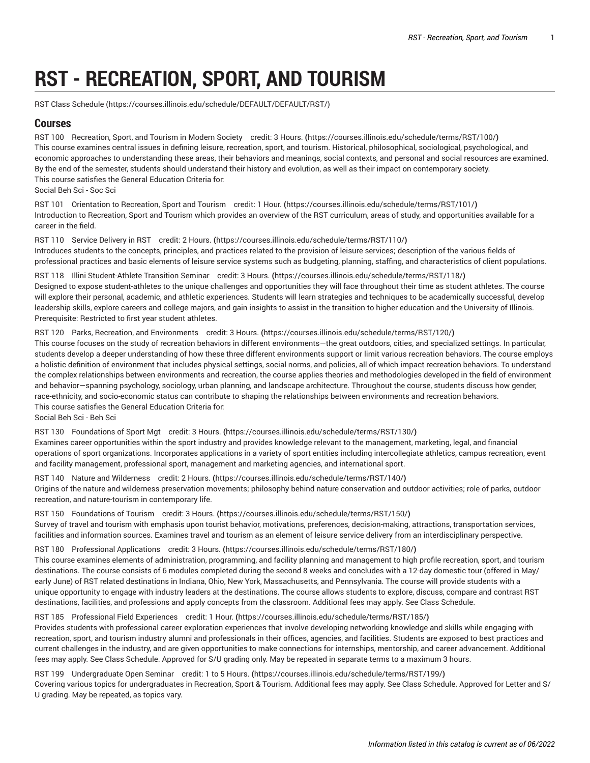# RST - RECREATION, SPORT, AND TOURISM

RST Class Schedule (https://courses.illinois.edu/schedule/DEFAULT/DEFAULT/RST/)

## Courses

RST 100 Recreation, Sport, and Tourism in Modern Society credit: 3 Hours. (https://courses.illinois.edu/schedule/terms/RST/100/)
This course examines central issues in defining leisure, recreation, sport, and tourism. Historical, philosophical, sociological, psychological, and economic approaches to understanding these areas, their behaviors and meanings, social contexts, and personal and social resources are examined. By the end of the semester, students should understand their history and evolution, as well as their impact on contemporary society.
This course satisfies the General Education Criteria for:
Social Beh Sci - Soc Sci

RST 101 Orientation to Recreation, Sport and Tourism credit: 1 Hour. (https://courses.illinois.edu/schedule/terms/RST/101/)
Introduction to Recreation, Sport and Tourism which provides an overview of the RST curriculum, areas of study, and opportunities available for a career in the field.

RST 110 Service Delivery in RST credit: 2 Hours. (https://courses.illinois.edu/schedule/terms/RST/110/)
Introduces students to the concepts, principles, and practices related to the provision of leisure services; description of the various fields of professional practices and basic elements of leisure service systems such as budgeting, planning, staffing, and characteristics of client populations.

RST 118 Illini Student-Athlete Transition Seminar credit: 3 Hours. (https://courses.illinois.edu/schedule/terms/RST/118/)
Designed to expose student-athletes to the unique challenges and opportunities they will face throughout their time as student athletes. The course will explore their personal, academic, and athletic experiences. Students will learn strategies and techniques to be academically successful, develop leadership skills, explore careers and college majors, and gain insights to assist in the transition to higher education and the University of Illinois.
Prerequisite: Restricted to first year student athletes.

RST 120 Parks, Recreation, and Environments credit: 3 Hours. (https://courses.illinois.edu/schedule/terms/RST/120/)
This course focuses on the study of recreation behaviors in different environments—the great outdoors, cities, and specialized settings. In particular, students develop a deeper understanding of how these three different environments support or limit various recreation behaviors. The course employs a holistic definition of environment that includes physical settings, social norms, and policies, all of which impact recreation behaviors. To understand the complex relationships between environments and recreation, the course applies theories and methodologies developed in the field of environment and behavior—spanning psychology, sociology, urban planning, and landscape architecture. Throughout the course, students discuss how gender, race-ethnicity, and socio-economic status can contribute to shaping the relationships between environments and recreation behaviors.
This course satisfies the General Education Criteria for:
Social Beh Sci - Beh Sci

RST 130 Foundations of Sport Mgt credit: 3 Hours. (https://courses.illinois.edu/schedule/terms/RST/130/)
Examines career opportunities within the sport industry and provides knowledge relevant to the management, marketing, legal, and financial operations of sport organizations. Incorporates applications in a variety of sport entities including intercollegiate athletics, campus recreation, event and facility management, professional sport, management and marketing agencies, and international sport.

RST 140 Nature and Wilderness credit: 2 Hours. (https://courses.illinois.edu/schedule/terms/RST/140/)
Origins of the nature and wilderness preservation movements; philosophy behind nature conservation and outdoor activities; role of parks, outdoor recreation, and nature-tourism in contemporary life.

RST 150 Foundations of Tourism credit: 3 Hours. (https://courses.illinois.edu/schedule/terms/RST/150/)
Survey of travel and tourism with emphasis upon tourist behavior, motivations, preferences, decision-making, attractions, transportation services, facilities and information sources. Examines travel and tourism as an element of leisure service delivery from an interdisciplinary perspective.

RST 180 Professional Applications credit: 3 Hours. (https://courses.illinois.edu/schedule/terms/RST/180/)
This course examines elements of administration, programming, and facility planning and management to high profile recreation, sport, and tourism destinations. The course consists of 6 modules completed during the second 8 weeks and concludes with a 12-day domestic tour (offered in May/early June) of RST related destinations in Indiana, Ohio, New York, Massachusetts, and Pennsylvania. The course will provide students with a unique opportunity to engage with industry leaders at the destinations. The course allows students to explore, discuss, compare and contrast RST destinations, facilities, and professions and apply concepts from the classroom. Additional fees may apply. See Class Schedule.

RST 185 Professional Field Experiences credit: 1 Hour. (https://courses.illinois.edu/schedule/terms/RST/185/)
Provides students with professional career exploration experiences that involve developing networking knowledge and skills while engaging with recreation, sport, and tourism industry alumni and professionals in their offices, agencies, and facilities. Students are exposed to best practices and current challenges in the industry, and are given opportunities to make connections for internships, mentorship, and career advancement. Additional fees may apply. See Class Schedule. Approved for S/U grading only. May be repeated in separate terms to a maximum 3 hours.

RST 199 Undergraduate Open Seminar credit: 1 to 5 Hours. (https://courses.illinois.edu/schedule/terms/RST/199/)
Covering various topics for undergraduates in Recreation, Sport & Tourism. Additional fees may apply. See Class Schedule. Approved for Letter and S/U grading. May be repeated, as topics vary.

*Information listed in this catalog is current as of 06/2022*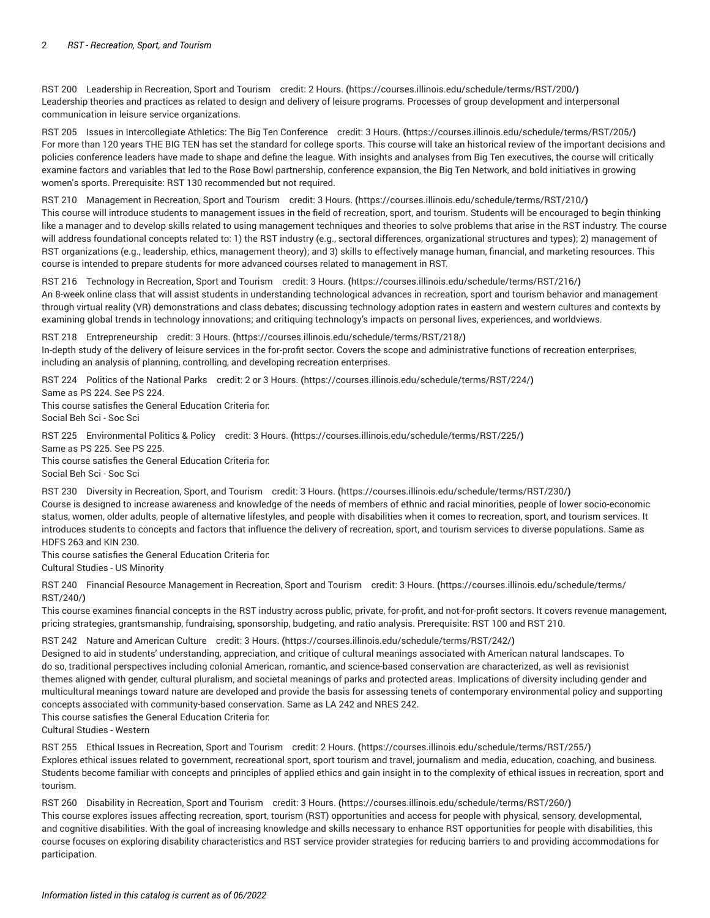RST 200 Leadership in Recreation, Sport and Tourism credit: 2 Hours. (https://courses.illinois.edu/schedule/terms/RST/200/)
Leadership theories and practices as related to design and delivery of leisure programs. Processes of group development and interpersonal communication in leisure service organizations.

RST 205 Issues in Intercollegiate Athletics: The Big Ten Conference credit: 3 Hours. (https://courses.illinois.edu/schedule/terms/RST/205/)
For more than 120 years THE BIG TEN has set the standard for college sports. This course will take an historical review of the important decisions and policies conference leaders have made to shape and define the league. With insights and analyses from Big Ten executives, the course will critically examine factors and variables that led to the Rose Bowl partnership, conference expansion, the Big Ten Network, and bold initiatives in growing women's sports. Prerequisite: RST 130 recommended but not required.

RST 210 Management in Recreation, Sport and Tourism credit: 3 Hours. (https://courses.illinois.edu/schedule/terms/RST/210/)
This course will introduce students to management issues in the field of recreation, sport, and tourism. Students will be encouraged to begin thinking like a manager and to develop skills related to using management techniques and theories to solve problems that arise in the RST industry. The course will address foundational concepts related to: 1) the RST industry (e.g., sectoral differences, organizational structures and types); 2) management of RST organizations (e.g., leadership, ethics, management theory); and 3) skills to effectively manage human, financial, and marketing resources. This course is intended to prepare students for more advanced courses related to management in RST.

RST 216 Technology in Recreation, Sport and Tourism credit: 3 Hours. (https://courses.illinois.edu/schedule/terms/RST/216/)
An 8-week online class that will assist students in understanding technological advances in recreation, sport and tourism behavior and management through virtual reality (VR) demonstrations and class debates; discussing technology adoption rates in eastern and western cultures and contexts by examining global trends in technology innovations; and critiquing technology's impacts on personal lives, experiences, and worldviews.

RST 218 Entrepreneurship credit: 3 Hours. (https://courses.illinois.edu/schedule/terms/RST/218/)
In-depth study of the delivery of leisure services in the for-profit sector. Covers the scope and administrative functions of recreation enterprises, including an analysis of planning, controlling, and developing recreation enterprises.

RST 224 Politics of the National Parks credit: 2 or 3 Hours. (https://courses.illinois.edu/schedule/terms/RST/224/)
Same as PS 224. See PS 224.
This course satisfies the General Education Criteria for:
Social Beh Sci - Soc Sci

RST 225 Environmental Politics & Policy credit: 3 Hours. (https://courses.illinois.edu/schedule/terms/RST/225/)
Same as PS 225. See PS 225.
This course satisfies the General Education Criteria for:
Social Beh Sci - Soc Sci

RST 230 Diversity in Recreation, Sport, and Tourism credit: 3 Hours. (https://courses.illinois.edu/schedule/terms/RST/230/)
Course is designed to increase awareness and knowledge of the needs of members of ethnic and racial minorities, people of lower socio-economic status, women, older adults, people of alternative lifestyles, and people with disabilities when it comes to recreation, sport, and tourism services. It introduces students to concepts and factors that influence the delivery of recreation, sport, and tourism services to diverse populations. Same as HDFS 263 and KIN 230.
This course satisfies the General Education Criteria for:
Cultural Studies - US Minority

RST 240 Financial Resource Management in Recreation, Sport and Tourism credit: 3 Hours. (https://courses.illinois.edu/schedule/terms/RST/240/)
This course examines financial concepts in the RST industry across public, private, for-profit, and not-for-profit sectors. It covers revenue management, pricing strategies, grantsmanship, fundraising, sponsorship, budgeting, and ratio analysis. Prerequisite: RST 100 and RST 210.

RST 242 Nature and American Culture credit: 3 Hours. (https://courses.illinois.edu/schedule/terms/RST/242/)
Designed to aid in students' understanding, appreciation, and critique of cultural meanings associated with American natural landscapes. To do so, traditional perspectives including colonial American, romantic, and science-based conservation are characterized, as well as revisionist themes aligned with gender, cultural pluralism, and societal meanings of parks and protected areas. Implications of diversity including gender and multicultural meanings toward nature are developed and provide the basis for assessing tenets of contemporary environmental policy and supporting concepts associated with community-based conservation. Same as LA 242 and NRES 242.
This course satisfies the General Education Criteria for:
Cultural Studies - Western

RST 255 Ethical Issues in Recreation, Sport and Tourism credit: 2 Hours. (https://courses.illinois.edu/schedule/terms/RST/255/)
Explores ethical issues related to government, recreational sport, sport tourism and travel, journalism and media, education, coaching, and business. Students become familiar with concepts and principles of applied ethics and gain insight in to the complexity of ethical issues in recreation, sport and tourism.

RST 260 Disability in Recreation, Sport and Tourism credit: 3 Hours. (https://courses.illinois.edu/schedule/terms/RST/260/)
This course explores issues affecting recreation, sport, tourism (RST) opportunities and access for people with physical, sensory, developmental, and cognitive disabilities. With the goal of increasing knowledge and skills necessary to enhance RST opportunities for people with disabilities, this course focuses on exploring disability characteristics and RST service provider strategies for reducing barriers to and providing accommodations for participation.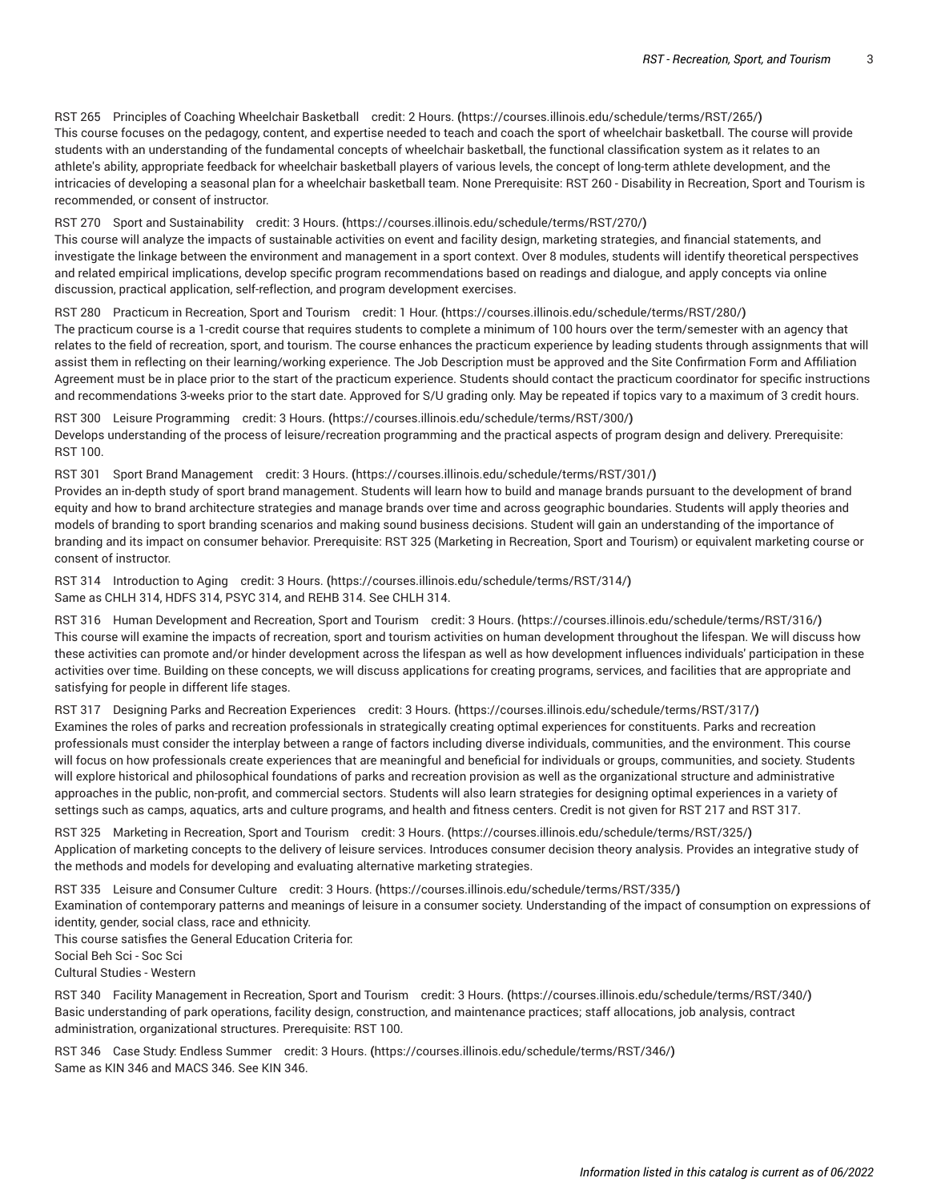RST 265 Principles of Coaching Wheelchair Basketball credit: 2 Hours. (https://courses.illinois.edu/schedule/terms/RST/265/)
This course focuses on the pedagogy, content, and expertise needed to teach and coach the sport of wheelchair basketball. The course will provide students with an understanding of the fundamental concepts of wheelchair basketball, the functional classification system as it relates to an athlete's ability, appropriate feedback for wheelchair basketball players of various levels, the concept of long-term athlete development, and the intricacies of developing a seasonal plan for a wheelchair basketball team. None Prerequisite: RST 260 - Disability in Recreation, Sport and Tourism is recommended, or consent of instructor.

RST 270 Sport and Sustainability credit: 3 Hours. (https://courses.illinois.edu/schedule/terms/RST/270/)
This course will analyze the impacts of sustainable activities on event and facility design, marketing strategies, and financial statements, and investigate the linkage between the environment and management in a sport context. Over 8 modules, students will identify theoretical perspectives and related empirical implications, develop specific program recommendations based on readings and dialogue, and apply concepts via online discussion, practical application, self-reflection, and program development exercises.

RST 280 Practicum in Recreation, Sport and Tourism credit: 1 Hour. (https://courses.illinois.edu/schedule/terms/RST/280/)
The practicum course is a 1-credit course that requires students to complete a minimum of 100 hours over the term/semester with an agency that relates to the field of recreation, sport, and tourism. The course enhances the practicum experience by leading students through assignments that will assist them in reflecting on their learning/working experience. The Job Description must be approved and the Site Confirmation Form and Affiliation Agreement must be in place prior to the start of the practicum experience. Students should contact the practicum coordinator for specific instructions and recommendations 3-weeks prior to the start date. Approved for S/U grading only. May be repeated if topics vary to a maximum of 3 credit hours.

RST 300 Leisure Programming credit: 3 Hours. (https://courses.illinois.edu/schedule/terms/RST/300/)
Develops understanding of the process of leisure/recreation programming and the practical aspects of program design and delivery. Prerequisite: RST 100.

RST 301 Sport Brand Management credit: 3 Hours. (https://courses.illinois.edu/schedule/terms/RST/301/)
Provides an in-depth study of sport brand management. Students will learn how to build and manage brands pursuant to the development of brand equity and how to brand architecture strategies and manage brands over time and across geographic boundaries. Students will apply theories and models of branding to sport branding scenarios and making sound business decisions. Student will gain an understanding of the importance of branding and its impact on consumer behavior. Prerequisite: RST 325 (Marketing in Recreation, Sport and Tourism) or equivalent marketing course or consent of instructor.

RST 314 Introduction to Aging credit: 3 Hours. (https://courses.illinois.edu/schedule/terms/RST/314/)
Same as CHLH 314, HDFS 314, PSYC 314, and REHB 314. See CHLH 314.

RST 316 Human Development and Recreation, Sport and Tourism credit: 3 Hours. (https://courses.illinois.edu/schedule/terms/RST/316/)
This course will examine the impacts of recreation, sport and tourism activities on human development throughout the lifespan. We will discuss how these activities can promote and/or hinder development across the lifespan as well as how development influences individuals' participation in these activities over time. Building on these concepts, we will discuss applications for creating programs, services, and facilities that are appropriate and satisfying for people in different life stages.

RST 317 Designing Parks and Recreation Experiences credit: 3 Hours. (https://courses.illinois.edu/schedule/terms/RST/317/)
Examines the roles of parks and recreation professionals in strategically creating optimal experiences for constituents. Parks and recreation professionals must consider the interplay between a range of factors including diverse individuals, communities, and the environment. This course will focus on how professionals create experiences that are meaningful and beneficial for individuals or groups, communities, and society. Students will explore historical and philosophical foundations of parks and recreation provision as well as the organizational structure and administrative approaches in the public, non-profit, and commercial sectors. Students will also learn strategies for designing optimal experiences in a variety of settings such as camps, aquatics, arts and culture programs, and health and fitness centers. Credit is not given for RST 217 and RST 317.

RST 325 Marketing in Recreation, Sport and Tourism credit: 3 Hours. (https://courses.illinois.edu/schedule/terms/RST/325/)
Application of marketing concepts to the delivery of leisure services. Introduces consumer decision theory analysis. Provides an integrative study of the methods and models for developing and evaluating alternative marketing strategies.

RST 335 Leisure and Consumer Culture credit: 3 Hours. (https://courses.illinois.edu/schedule/terms/RST/335/)
Examination of contemporary patterns and meanings of leisure in a consumer society. Understanding of the impact of consumption on expressions of identity, gender, social class, race and ethnicity.
This course satisfies the General Education Criteria for:
Social Beh Sci - Soc Sci
Cultural Studies - Western

RST 340 Facility Management in Recreation, Sport and Tourism credit: 3 Hours. (https://courses.illinois.edu/schedule/terms/RST/340/)
Basic understanding of park operations, facility design, construction, and maintenance practices; staff allocations, job analysis, contract administration, organizational structures. Prerequisite: RST 100.

RST 346 Case Study: Endless Summer credit: 3 Hours. (https://courses.illinois.edu/schedule/terms/RST/346/)
Same as KIN 346 and MACS 346. See KIN 346.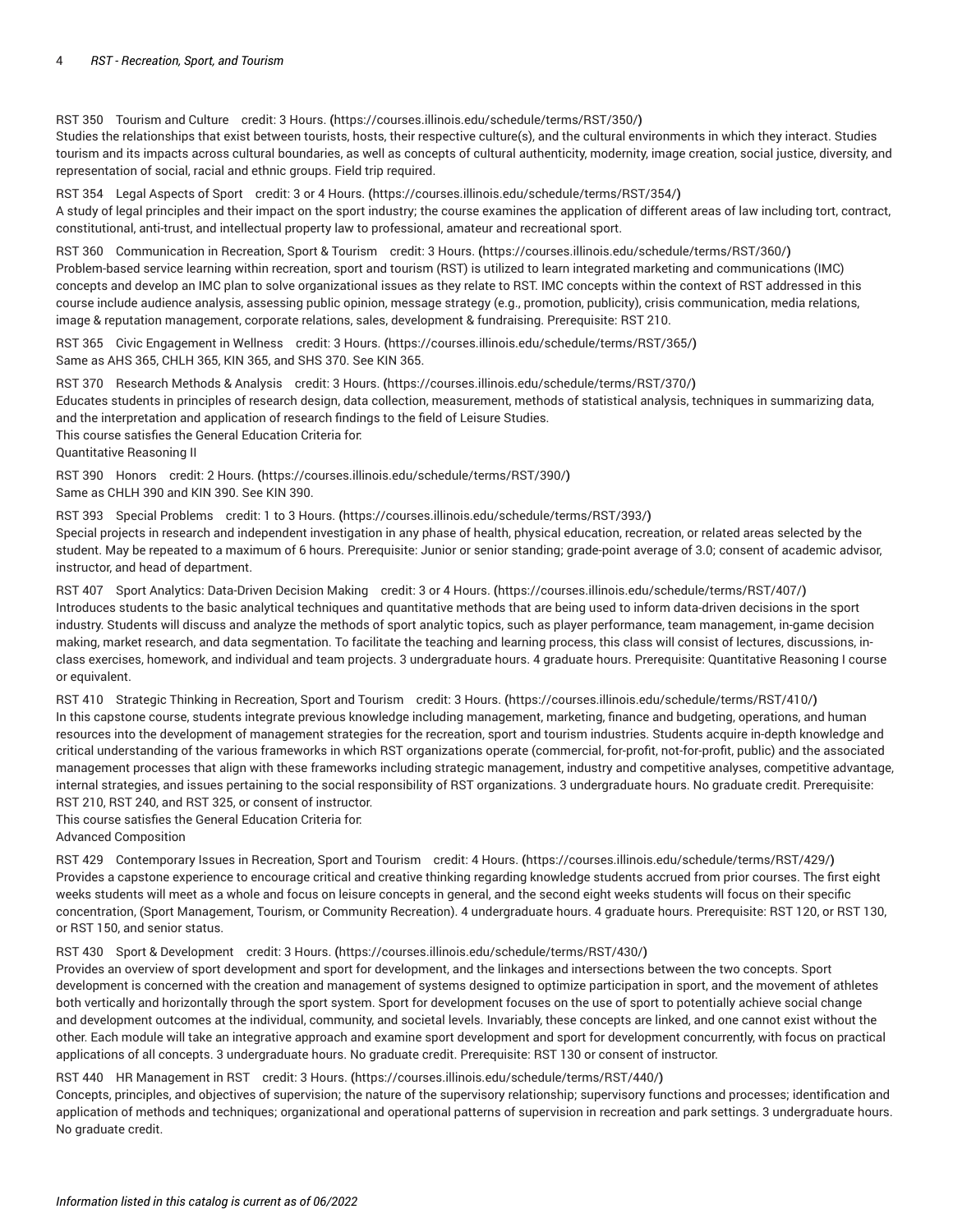RST 350 Tourism and Culture credit: 3 Hours. (https://courses.illinois.edu/schedule/terms/RST/350/)
Studies the relationships that exist between tourists, hosts, their respective culture(s), and the cultural environments in which they interact. Studies tourism and its impacts across cultural boundaries, as well as concepts of cultural authenticity, modernity, image creation, social justice, diversity, and representation of social, racial and ethnic groups. Field trip required.

RST 354 Legal Aspects of Sport credit: 3 or 4 Hours. (https://courses.illinois.edu/schedule/terms/RST/354/)
A study of legal principles and their impact on the sport industry; the course examines the application of different areas of law including tort, contract, constitutional, anti-trust, and intellectual property law to professional, amateur and recreational sport.

RST 360 Communication in Recreation, Sport & Tourism credit: 3 Hours. (https://courses.illinois.edu/schedule/terms/RST/360/)
Problem-based service learning within recreation, sport and tourism (RST) is utilized to learn integrated marketing and communications (IMC) concepts and develop an IMC plan to solve organizational issues as they relate to RST. IMC concepts within the context of RST addressed in this course include audience analysis, assessing public opinion, message strategy (e.g., promotion, publicity), crisis communication, media relations, image & reputation management, corporate relations, sales, development & fundraising. Prerequisite: RST 210.

RST 365 Civic Engagement in Wellness credit: 3 Hours. (https://courses.illinois.edu/schedule/terms/RST/365/)
Same as AHS 365, CHLH 365, KIN 365, and SHS 370. See KIN 365.

RST 370 Research Methods & Analysis credit: 3 Hours. (https://courses.illinois.edu/schedule/terms/RST/370/)
Educates students in principles of research design, data collection, measurement, methods of statistical analysis, techniques in summarizing data, and the interpretation and application of research findings to the field of Leisure Studies.
This course satisfies the General Education Criteria for:
Quantitative Reasoning II

RST 390 Honors credit: 2 Hours. (https://courses.illinois.edu/schedule/terms/RST/390/)
Same as CHLH 390 and KIN 390. See KIN 390.

RST 393 Special Problems credit: 1 to 3 Hours. (https://courses.illinois.edu/schedule/terms/RST/393/)
Special projects in research and independent investigation in any phase of health, physical education, recreation, or related areas selected by the student. May be repeated to a maximum of 6 hours. Prerequisite: Junior or senior standing; grade-point average of 3.0; consent of academic advisor, instructor, and head of department.

RST 407 Sport Analytics: Data-Driven Decision Making credit: 3 or 4 Hours. (https://courses.illinois.edu/schedule/terms/RST/407/)
Introduces students to the basic analytical techniques and quantitative methods that are being used to inform data-driven decisions in the sport industry. Students will discuss and analyze the methods of sport analytic topics, such as player performance, team management, in-game decision making, market research, and data segmentation. To facilitate the teaching and learning process, this class will consist of lectures, discussions, in-class exercises, homework, and individual and team projects. 3 undergraduate hours. 4 graduate hours. Prerequisite: Quantitative Reasoning I course or equivalent.

RST 410 Strategic Thinking in Recreation, Sport and Tourism credit: 3 Hours. (https://courses.illinois.edu/schedule/terms/RST/410/)
In this capstone course, students integrate previous knowledge including management, marketing, finance and budgeting, operations, and human resources into the development of management strategies for the recreation, sport and tourism industries. Students acquire in-depth knowledge and critical understanding of the various frameworks in which RST organizations operate (commercial, for-profit, not-for-profit, public) and the associated management processes that align with these frameworks including strategic management, industry and competitive analyses, competitive advantage, internal strategies, and issues pertaining to the social responsibility of RST organizations. 3 undergraduate hours. No graduate credit. Prerequisite: RST 210, RST 240, and RST 325, or consent of instructor.
This course satisfies the General Education Criteria for:
Advanced Composition

RST 429 Contemporary Issues in Recreation, Sport and Tourism credit: 4 Hours. (https://courses.illinois.edu/schedule/terms/RST/429/)
Provides a capstone experience to encourage critical and creative thinking regarding knowledge students accrued from prior courses. The first eight weeks students will meet as a whole and focus on leisure concepts in general, and the second eight weeks students will focus on their specific concentration, (Sport Management, Tourism, or Community Recreation). 4 undergraduate hours. 4 graduate hours. Prerequisite: RST 120, or RST 130, or RST 150, and senior status.

RST 430 Sport & Development credit: 3 Hours. (https://courses.illinois.edu/schedule/terms/RST/430/)
Provides an overview of sport development and sport for development, and the linkages and intersections between the two concepts. Sport development is concerned with the creation and management of systems designed to optimize participation in sport, and the movement of athletes both vertically and horizontally through the sport system. Sport for development focuses on the use of sport to potentially achieve social change and development outcomes at the individual, community, and societal levels. Invariably, these concepts are linked, and one cannot exist without the other. Each module will take an integrative approach and examine sport development and sport for development concurrently, with focus on practical applications of all concepts. 3 undergraduate hours. No graduate credit. Prerequisite: RST 130 or consent of instructor.

RST 440 HR Management in RST credit: 3 Hours. (https://courses.illinois.edu/schedule/terms/RST/440/)
Concepts, principles, and objectives of supervision; the nature of the supervisory relationship; supervisory functions and processes; identification and application of methods and techniques; organizational and operational patterns of supervision in recreation and park settings. 3 undergraduate hours. No graduate credit.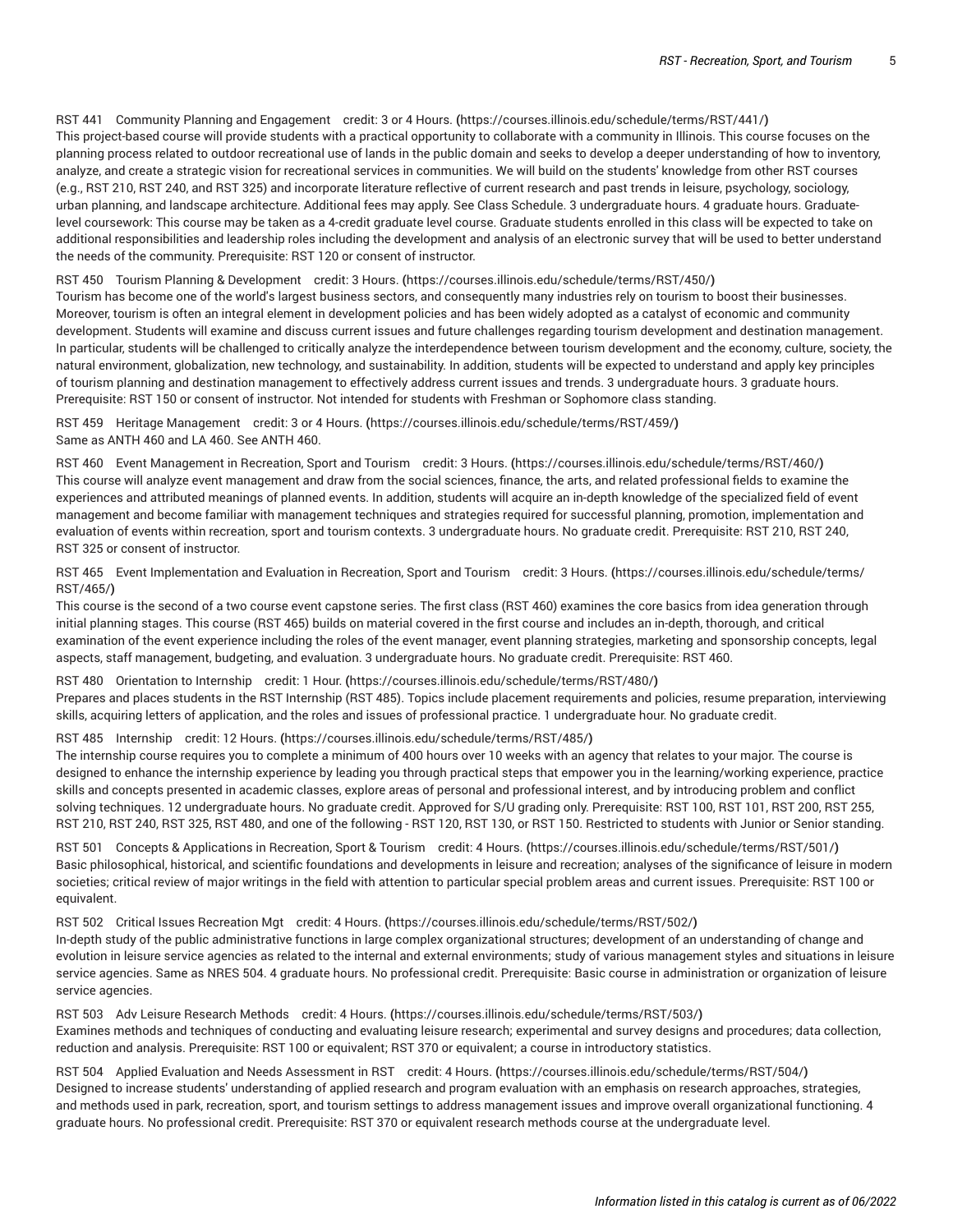RST 441 Community Planning and Engagement credit: 3 or 4 Hours. (https://courses.illinois.edu/schedule/terms/RST/441/)
This project-based course will provide students with a practical opportunity to collaborate with a community in Illinois. This course focuses on the planning process related to outdoor recreational use of lands in the public domain and seeks to develop a deeper understanding of how to inventory, analyze, and create a strategic vision for recreational services in communities. We will build on the students' knowledge from other RST courses (e.g., RST 210, RST 240, and RST 325) and incorporate literature reflective of current research and past trends in leisure, psychology, sociology, urban planning, and landscape architecture. Additional fees may apply. See Class Schedule. 3 undergraduate hours. 4 graduate hours. Graduate-level coursework: This course may be taken as a 4-credit graduate level course. Graduate students enrolled in this class will be expected to take on additional responsibilities and leadership roles including the development and analysis of an electronic survey that will be used to better understand the needs of the community. Prerequisite: RST 120 or consent of instructor.

RST 450 Tourism Planning & Development credit: 3 Hours. (https://courses.illinois.edu/schedule/terms/RST/450/)
Tourism has become one of the world's largest business sectors, and consequently many industries rely on tourism to boost their businesses. Moreover, tourism is often an integral element in development policies and has been widely adopted as a catalyst of economic and community development. Students will examine and discuss current issues and future challenges regarding tourism development and destination management. In particular, students will be challenged to critically analyze the interdependence between tourism development and the economy, culture, society, the natural environment, globalization, new technology, and sustainability. In addition, students will be expected to understand and apply key principles of tourism planning and destination management to effectively address current issues and trends. 3 undergraduate hours. 3 graduate hours. Prerequisite: RST 150 or consent of instructor. Not intended for students with Freshman or Sophomore class standing.

RST 459 Heritage Management credit: 3 or 4 Hours. (https://courses.illinois.edu/schedule/terms/RST/459/)
Same as ANTH 460 and LA 460. See ANTH 460.

RST 460 Event Management in Recreation, Sport and Tourism credit: 3 Hours. (https://courses.illinois.edu/schedule/terms/RST/460/)
This course will analyze event management and draw from the social sciences, finance, the arts, and related professional fields to examine the experiences and attributed meanings of planned events. In addition, students will acquire an in-depth knowledge of the specialized field of event management and become familiar with management techniques and strategies required for successful planning, promotion, implementation and evaluation of events within recreation, sport and tourism contexts. 3 undergraduate hours. No graduate credit. Prerequisite: RST 210, RST 240, RST 325 or consent of instructor.

RST 465 Event Implementation and Evaluation in Recreation, Sport and Tourism credit: 3 Hours. (https://courses.illinois.edu/schedule/terms/RST/465/)
This course is the second of a two course event capstone series. The first class (RST 460) examines the core basics from idea generation through initial planning stages. This course (RST 465) builds on material covered in the first course and includes an in-depth, thorough, and critical examination of the event experience including the roles of the event manager, event planning strategies, marketing and sponsorship concepts, legal aspects, staff management, budgeting, and evaluation. 3 undergraduate hours. No graduate credit. Prerequisite: RST 460.

RST 480 Orientation to Internship credit: 1 Hour. (https://courses.illinois.edu/schedule/terms/RST/480/)
Prepares and places students in the RST Internship (RST 485). Topics include placement requirements and policies, resume preparation, interviewing skills, acquiring letters of application, and the roles and issues of professional practice. 1 undergraduate hour. No graduate credit.

RST 485 Internship credit: 12 Hours. (https://courses.illinois.edu/schedule/terms/RST/485/)
The internship course requires you to complete a minimum of 400 hours over 10 weeks with an agency that relates to your major. The course is designed to enhance the internship experience by leading you through practical steps that empower you in the learning/working experience, practice skills and concepts presented in academic classes, explore areas of personal and professional interest, and by introducing problem and conflict solving techniques. 12 undergraduate hours. No graduate credit. Approved for S/U grading only. Prerequisite: RST 100, RST 101, RST 200, RST 255, RST 210, RST 240, RST 325, RST 480, and one of the following - RST 120, RST 130, or RST 150. Restricted to students with Junior or Senior standing.

RST 501 Concepts & Applications in Recreation, Sport & Tourism credit: 4 Hours. (https://courses.illinois.edu/schedule/terms/RST/501/)
Basic philosophical, historical, and scientific foundations and developments in leisure and recreation; analyses of the significance of leisure in modern societies; critical review of major writings in the field with attention to particular special problem areas and current issues. Prerequisite: RST 100 or equivalent.

RST 502 Critical Issues Recreation Mgt credit: 4 Hours. (https://courses.illinois.edu/schedule/terms/RST/502/)
In-depth study of the public administrative functions in large complex organizational structures; development of an understanding of change and evolution in leisure service agencies as related to the internal and external environments; study of various management styles and situations in leisure service agencies. Same as NRES 504. 4 graduate hours. No professional credit. Prerequisite: Basic course in administration or organization of leisure service agencies.

RST 503 Adv Leisure Research Methods credit: 4 Hours. (https://courses.illinois.edu/schedule/terms/RST/503/)
Examines methods and techniques of conducting and evaluating leisure research; experimental and survey designs and procedures; data collection, reduction and analysis. Prerequisite: RST 100 or equivalent; RST 370 or equivalent; a course in introductory statistics.

RST 504 Applied Evaluation and Needs Assessment in RST credit: 4 Hours. (https://courses.illinois.edu/schedule/terms/RST/504/)
Designed to increase students' understanding of applied research and program evaluation with an emphasis on research approaches, strategies, and methods used in park, recreation, sport, and tourism settings to address management issues and improve overall organizational functioning. 4 graduate hours. No professional credit. Prerequisite: RST 370 or equivalent research methods course at the undergraduate level.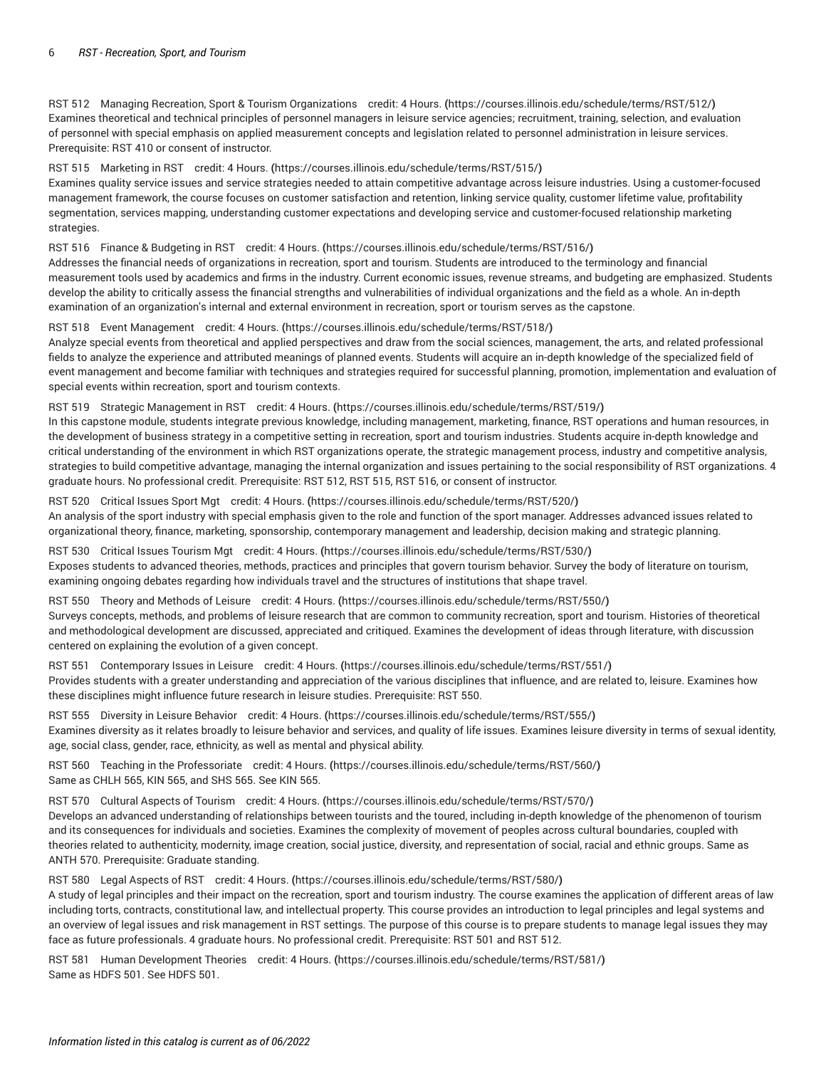RST 512 Managing Recreation, Sport & Tourism Organizations credit: 4 Hours. (https://courses.illinois.edu/schedule/terms/RST/512/)
Examines theoretical and technical principles of personnel managers in leisure service agencies; recruitment, training, selection, and evaluation of personnel with special emphasis on applied measurement concepts and legislation related to personnel administration in leisure services. Prerequisite: RST 410 or consent of instructor.

RST 515 Marketing in RST credit: 4 Hours. (https://courses.illinois.edu/schedule/terms/RST/515/)
Examines quality service issues and service strategies needed to attain competitive advantage across leisure industries. Using a customer-focused management framework, the course focuses on customer satisfaction and retention, linking service quality, customer lifetime value, profitability segmentation, services mapping, understanding customer expectations and developing service and customer-focused relationship marketing strategies.

RST 516 Finance & Budgeting in RST credit: 4 Hours. (https://courses.illinois.edu/schedule/terms/RST/516/)
Addresses the financial needs of organizations in recreation, sport and tourism. Students are introduced to the terminology and financial measurement tools used by academics and firms in the industry. Current economic issues, revenue streams, and budgeting are emphasized. Students develop the ability to critically assess the financial strengths and vulnerabilities of individual organizations and the field as a whole. An in-depth examination of an organization's internal and external environment in recreation, sport or tourism serves as the capstone.

RST 518 Event Management credit: 4 Hours. (https://courses.illinois.edu/schedule/terms/RST/518/)
Analyze special events from theoretical and applied perspectives and draw from the social sciences, management, the arts, and related professional fields to analyze the experience and attributed meanings of planned events. Students will acquire an in-depth knowledge of the specialized field of event management and become familiar with techniques and strategies required for successful planning, promotion, implementation and evaluation of special events within recreation, sport and tourism contexts.

RST 519 Strategic Management in RST credit: 4 Hours. (https://courses.illinois.edu/schedule/terms/RST/519/)
In this capstone module, students integrate previous knowledge, including management, marketing, finance, RST operations and human resources, in the development of business strategy in a competitive setting in recreation, sport and tourism industries. Students acquire in-depth knowledge and critical understanding of the environment in which RST organizations operate, the strategic management process, industry and competitive analysis, strategies to build competitive advantage, managing the internal organization and issues pertaining to the social responsibility of RST organizations. 4 graduate hours. No professional credit. Prerequisite: RST 512, RST 515, RST 516, or consent of instructor.

RST 520 Critical Issues Sport Mgt credit: 4 Hours. (https://courses.illinois.edu/schedule/terms/RST/520/)
An analysis of the sport industry with special emphasis given to the role and function of the sport manager. Addresses advanced issues related to organizational theory, finance, marketing, sponsorship, contemporary management and leadership, decision making and strategic planning.

RST 530 Critical Issues Tourism Mgt credit: 4 Hours. (https://courses.illinois.edu/schedule/terms/RST/530/)
Exposes students to advanced theories, methods, practices and principles that govern tourism behavior. Survey the body of literature on tourism, examining ongoing debates regarding how individuals travel and the structures of institutions that shape travel.

RST 550 Theory and Methods of Leisure credit: 4 Hours. (https://courses.illinois.edu/schedule/terms/RST/550/)
Surveys concepts, methods, and problems of leisure research that are common to community recreation, sport and tourism. Histories of theoretical and methodological development are discussed, appreciated and critiqued. Examines the development of ideas through literature, with discussion centered on explaining the evolution of a given concept.

RST 551 Contemporary Issues in Leisure credit: 4 Hours. (https://courses.illinois.edu/schedule/terms/RST/551/)
Provides students with a greater understanding and appreciation of the various disciplines that influence, and are related to, leisure. Examines how these disciplines might influence future research in leisure studies. Prerequisite: RST 550.

RST 555 Diversity in Leisure Behavior credit: 4 Hours. (https://courses.illinois.edu/schedule/terms/RST/555/)
Examines diversity as it relates broadly to leisure behavior and services, and quality of life issues. Examines leisure diversity in terms of sexual identity, age, social class, gender, race, ethnicity, as well as mental and physical ability.

RST 560 Teaching in the Professoriate credit: 4 Hours. (https://courses.illinois.edu/schedule/terms/RST/560/)
Same as CHLH 565, KIN 565, and SHS 565. See KIN 565.

RST 570 Cultural Aspects of Tourism credit: 4 Hours. (https://courses.illinois.edu/schedule/terms/RST/570/)
Develops an advanced understanding of relationships between tourists and the toured, including in-depth knowledge of the phenomenon of tourism and its consequences for individuals and societies. Examines the complexity of movement of peoples across cultural boundaries, coupled with theories related to authenticity, modernity, image creation, social justice, diversity, and representation of social, racial and ethnic groups. Same as ANTH 570. Prerequisite: Graduate standing.

RST 580 Legal Aspects of RST credit: 4 Hours. (https://courses.illinois.edu/schedule/terms/RST/580/)
A study of legal principles and their impact on the recreation, sport and tourism industry. The course examines the application of different areas of law including torts, contracts, constitutional law, and intellectual property. This course provides an introduction to legal principles and legal systems and an overview of legal issues and risk management in RST settings. The purpose of this course is to prepare students to manage legal issues they may face as future professionals. 4 graduate hours. No professional credit. Prerequisite: RST 501 and RST 512.

RST 581 Human Development Theories credit: 4 Hours. (https://courses.illinois.edu/schedule/terms/RST/581/)
Same as HDFS 501. See HDFS 501.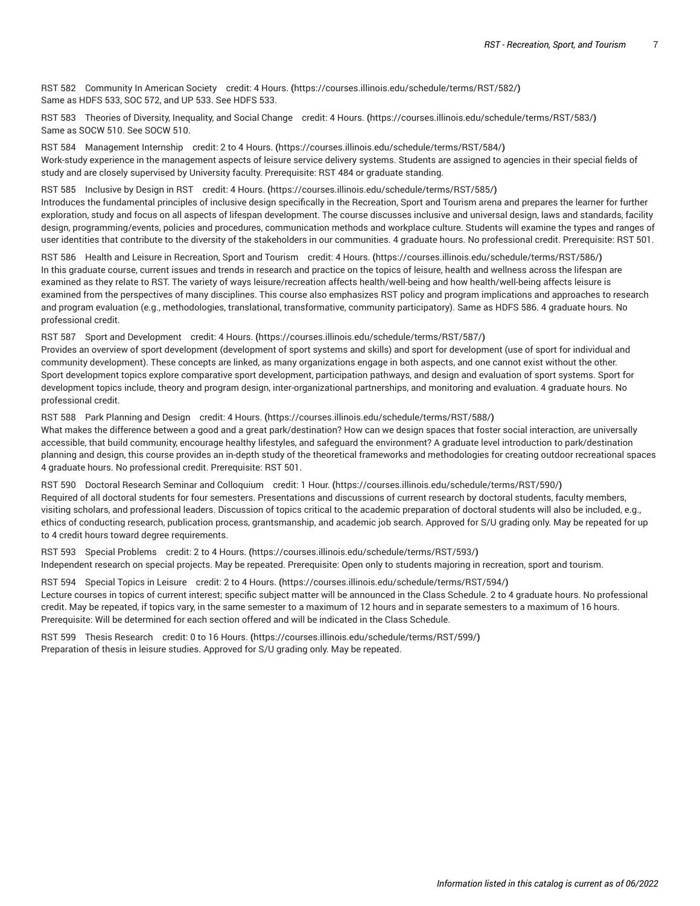RST 582 Community In American Society credit: 4 Hours. (https://courses.illinois.edu/schedule/terms/RST/582/)
Same as HDFS 533, SOC 572, and UP 533. See HDFS 533.

RST 583 Theories of Diversity, Inequality, and Social Change credit: 4 Hours. (https://courses.illinois.edu/schedule/terms/RST/583/)
Same as SOCW 510. See SOCW 510.

RST 584 Management Internship credit: 2 to 4 Hours. (https://courses.illinois.edu/schedule/terms/RST/584/)
Work-study experience in the management aspects of leisure service delivery systems. Students are assigned to agencies in their special fields of study and are closely supervised by University faculty. Prerequisite: RST 484 or graduate standing.

RST 585 Inclusive by Design in RST credit: 4 Hours. (https://courses.illinois.edu/schedule/terms/RST/585/)
Introduces the fundamental principles of inclusive design specifically in the Recreation, Sport and Tourism arena and prepares the learner for further exploration, study and focus on all aspects of lifespan development. The course discusses inclusive and universal design, laws and standards, facility design, programming/events, policies and procedures, communication methods and workplace culture. Students will examine the types and ranges of user identities that contribute to the diversity of the stakeholders in our communities. 4 graduate hours. No professional credit. Prerequisite: RST 501.

RST 586 Health and Leisure in Recreation, Sport and Tourism credit: 4 Hours. (https://courses.illinois.edu/schedule/terms/RST/586/)
In this graduate course, current issues and trends in research and practice on the topics of leisure, health and wellness across the lifespan are examined as they relate to RST. The variety of ways leisure/recreation affects health/well-being and how health/well-being affects leisure is examined from the perspectives of many disciplines. This course also emphasizes RST policy and program implications and approaches to research and program evaluation (e.g., methodologies, translational, transformative, community participatory). Same as HDFS 586. 4 graduate hours. No professional credit.

RST 587 Sport and Development credit: 4 Hours. (https://courses.illinois.edu/schedule/terms/RST/587/)
Provides an overview of sport development (development of sport systems and skills) and sport for development (use of sport for individual and community development). These concepts are linked, as many organizations engage in both aspects, and one cannot exist without the other. Sport development topics explore comparative sport development, participation pathways, and design and evaluation of sport systems. Sport for development topics include, theory and program design, inter-organizational partnerships, and monitoring and evaluation. 4 graduate hours. No professional credit.

RST 588 Park Planning and Design credit: 4 Hours. (https://courses.illinois.edu/schedule/terms/RST/588/)
What makes the difference between a good and a great park/destination? How can we design spaces that foster social interaction, are universally accessible, that build community, encourage healthy lifestyles, and safeguard the environment? A graduate level introduction to park/destination planning and design, this course provides an in-depth study of the theoretical frameworks and methodologies for creating outdoor recreational spaces 4 graduate hours. No professional credit. Prerequisite: RST 501.

RST 590 Doctoral Research Seminar and Colloquium credit: 1 Hour. (https://courses.illinois.edu/schedule/terms/RST/590/)
Required of all doctoral students for four semesters. Presentations and discussions of current research by doctoral students, faculty members, visiting scholars, and professional leaders. Discussion of topics critical to the academic preparation of doctoral students will also be included, e.g., ethics of conducting research, publication process, grantsmanship, and academic job search. Approved for S/U grading only. May be repeated for up to 4 credit hours toward degree requirements.

RST 593 Special Problems credit: 2 to 4 Hours. (https://courses.illinois.edu/schedule/terms/RST/593/)
Independent research on special projects. May be repeated. Prerequisite: Open only to students majoring in recreation, sport and tourism.

RST 594 Special Topics in Leisure credit: 2 to 4 Hours. (https://courses.illinois.edu/schedule/terms/RST/594/)
Lecture courses in topics of current interest; specific subject matter will be announced in the Class Schedule. 2 to 4 graduate hours. No professional credit. May be repeated, if topics vary, in the same semester to a maximum of 12 hours and in separate semesters to a maximum of 16 hours. Prerequisite: Will be determined for each section offered and will be indicated in the Class Schedule.

RST 599 Thesis Research credit: 0 to 16 Hours. (https://courses.illinois.edu/schedule/terms/RST/599/)
Preparation of thesis in leisure studies. Approved for S/U grading only. May be repeated.